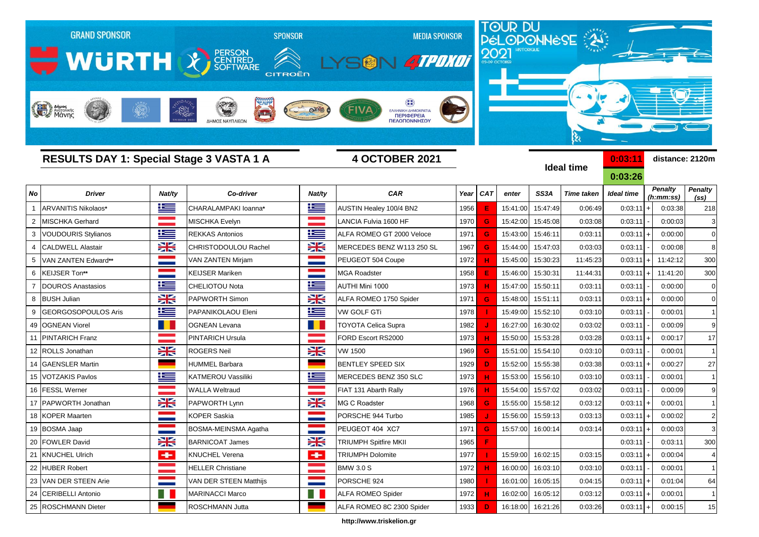GRAND SPONSOR WÜRTH · SPONSOR PERSON CENTRED SOFTWARE · CITROËN · MEDIA SPONSOR LYSON 4TPOXOI

TOUR DU PÉLOPONNÈSE 2021 HISTORIQUE 03-09 OCTOBER

## RESULTS DAY 1: Special Stage 3 VASTA 1 A

**4 OCTOBER 2021**

**Ideal time** 0:03:11 / 0:03:26

**distance: 2120m**

| No | Driver | Nat/ty | Co-driver | Nat/ty | CAR | Year | CAT | enter | SS3A | Time taken | Ideal time | | Penalty (h:mm:ss) | Penalty (ss) |
|---|---|---|---|---|---|---|---|---|---|---|---|---|---|---|
| 1 | ARVANITIS Nikolaos* | | CHARALAMPAKI Ioanna* | | AUSTIN Healey 100/4 BN2 | 1956 | E | 15:41:00 | 15:47:49 | 0:06:49 | 0:03:11 | + | 0:03:38 | 218 |
| 2 | MISCHKA Gerhard | | MISCHKA Evelyn | | LANCIA Fulvia 1600 HF | 1970 | G | 15:42:00 | 15:45:08 | 0:03:08 | 0:03:11 | - | 0:00:03 | 3 |
| 3 | VOUDOURIS Stylianos | | REKKAS Antonios | | ALFA ROMEO GT 2000 Veloce | 1971 | G | 15:43:00 | 15:46:11 | 0:03:11 | 0:03:11 | + | 0:00:00 | 0 |
| 4 | CALDWELL Alastair | | CHRISTODOULOU Rachel | | MERCEDES BENZ W113 250 SL | 1967 | G | 15:44:00 | 15:47:03 | 0:03:03 | 0:03:11 | - | 0:00:08 | 8 |
| 5 | VAN ZANTEN Edward** | | VAN ZANTEN Mirjam | | PEUGEOT 504 Coupe | 1972 | H | 15:45:00 | 15:30:23 | 11:45:23 | 0:03:11 | + | 11:42:12 | 300 |
| 6 | KEIJSER Ton** | | KEIJSER Mariken | | MGA Roadster | 1958 | E | 15:46:00 | 15:30:31 | 11:44:31 | 0:03:11 | + | 11:41:20 | 300 |
| 7 | DOUROS Anastasios | | CHELIOTOU Nota | | AUTHI Mini 1000 | 1973 | H | 15:47:00 | 15:50:11 | 0:03:11 | 0:03:11 | - | 0:00:00 | 0 |
| 8 | BUSH Julian | | PAPWORTH Simon | | ALFA ROMEO 1750 Spider | 1971 | G | 15:48:00 | 15:51:11 | 0:03:11 | 0:03:11 | + | 0:00:00 | 0 |
| 9 | GEORGOSOPOULOS Aris | | PAPANIKOLAOU Eleni | | VW GOLF GTi | 1978 | I | 15:49:00 | 15:52:10 | 0:03:10 | 0:03:11 | - | 0:00:01 | 1 |
| 49 | OGNEAN Viorel | | OGNEAN Levana | | TOYOTA Celica Supra | 1982 | J | 16:27:00 | 16:30:02 | 0:03:02 | 0:03:11 | - | 0:00:09 | 9 |
| 11 | PINTARICH Franz | | PINTARICH Ursula | | FORD Escort RS2000 | 1973 | H | 15:50:00 | 15:53:28 | 0:03:28 | 0:03:11 | + | 0:00:17 | 17 |
| 12 | ROLLS Jonathan | | ROGERS Neil | | VW 1500 | 1969 | G | 15:51:00 | 15:54:10 | 0:03:10 | 0:03:11 | - | 0:00:01 | 1 |
| 14 | GAENSLER Martin | | HUMMEL Barbara | | BENTLEY SPEED SIX | 1929 | D | 15:52:00 | 15:55:38 | 0:03:38 | 0:03:11 | + | 0:00:27 | 27 |
| 15 | VOTZAKIS Pavlos | | KATMEROU Vassiliki | | MERCEDES BENZ 350 SLC | 1973 | H | 15:53:00 | 15:56:10 | 0:03:10 | 0:03:11 | - | 0:00:01 | 1 |
| 16 | FESSL Werner | | WALLA Weltraud | | FIAT 131 Abarth Rally | 1976 | H | 15:54:00 | 15:57:02 | 0:03:02 | 0:03:11 | - | 0:00:09 | 9 |
| 17 | PAPWORTH Jonathan | | PAPWORTH Lynn | | MG C Roadster | 1968 | G | 15:55:00 | 15:58:12 | 0:03:12 | 0:03:11 | + | 0:00:01 | 1 |
| 18 | KOPER Maarten | | KOPER Saskia | | PORSCHE 944 Turbo | 1985 | J | 15:56:00 | 15:59:13 | 0:03:13 | 0:03:11 | + | 0:00:02 | 2 |
| 19 | BOSMA Jaap | | BOSMA-MEINSMA Agatha | | PEUGEOT 404 XC7 | 1971 | G | 15:57:00 | 16:00:14 | 0:03:14 | 0:03:11 | + | 0:00:03 | 3 |
| 20 | FOWLER David | | BARNICOAT James | | TRIUMPH Spitfire MKII | 1965 | F | | | | 0:03:11 | - | 0:03:11 | 300 |
| 21 | KNUCHEL Ulrich | | KNUCHEL Verena | | TRIUMPH Dolomite | 1977 | I | 15:59:00 | 16:02:15 | 0:03:15 | 0:03:11 | + | 0:00:04 | 4 |
| 22 | HUBER Robert | | HELLER Christiane | | BMW 3.0 S | 1972 | H | 16:00:00 | 16:03:10 | 0:03:10 | 0:03:11 | - | 0:00:01 | 1 |
| 23 | VAN DER STEEN Arie | | VAN DER STEEN Matthijs | | PORSCHE 924 | 1980 | I | 16:01:00 | 16:05:15 | 0:04:15 | 0:03:11 | + | 0:01:04 | 64 |
| 24 | CERIBELLI Antonio | | MARINACCI Marco | | ALFA ROMEO Spider | 1972 | H | 16:02:00 | 16:05:12 | 0:03:12 | 0:03:11 | + | 0:00:01 | 1 |
| 25 | ROSCHMANN Dieter | | ROSCHMANN Jutta | | ALFA ROMEO 8C 2300 Spider | 1933 | D | 16:18:00 | 16:21:26 | 0:03:26 | 0:03:11 | + | 0:00:15 | 15 |

http://www.triskelion.gr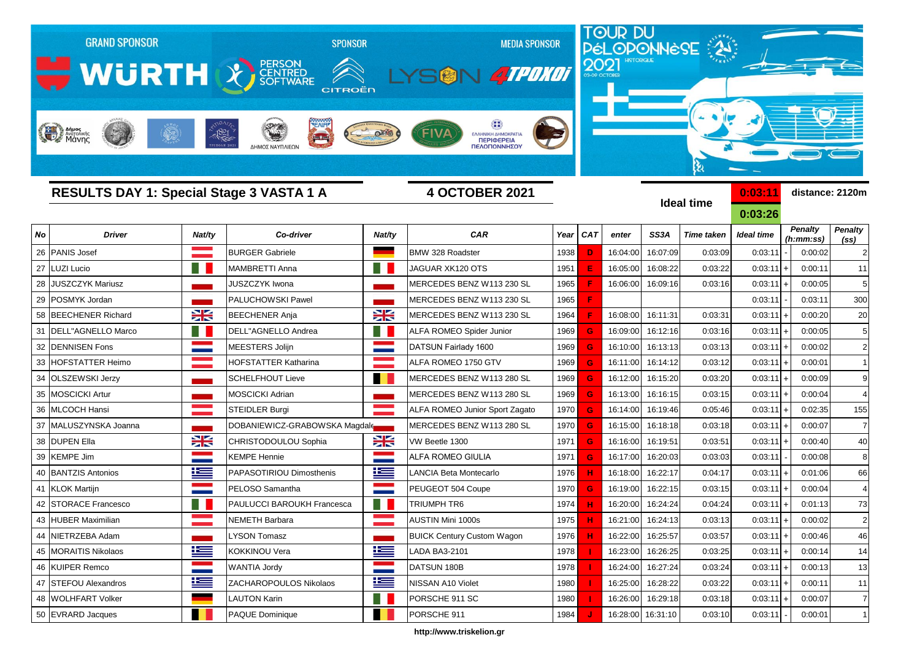GRAND SPONSOR WÜRTH — SPONSOR PERSON CENTRED SOFTWARE, CITROËN — MEDIA SPONSOR LYSON 4TPOXOI

TOUR DU PÉLOPONNÈSE 2021 HISTORIQUE 03-09 OCTOBER

## RESULTS DAY 1: Special Stage 3 VASTA 1 A

**4 OCTOBER 2021**

Ideal time: 0:03:11 / 0:03:26

distance: 2120m

| No | Driver | Nat/ty | Co-driver | Nat/ty | CAR | Year | CAT | enter | SS3A | Time taken | Ideal time | | Penalty (h:mm:ss) | Penalty (ss) |
|---|---|---|---|---|---|---|---|---|---|---|---|---|---|---|
| 26 | PANIS Josef | | BURGER Gabriele | | BMW 328 Roadster | 1938 | D | 16:04:00 | 16:07:09 | 0:03:09 | 0:03:11 | - | 0:00:02 | 2 |
| 27 | LUZI Lucio | | MAMBRETTI Anna | | JAGUAR XK120 OTS | 1951 | E | 16:05:00 | 16:08:22 | 0:03:22 | 0:03:11 | + | 0:00:11 | 11 |
| 28 | JUSZCZYK Mariusz | | JUSZCZYK Iwona | | MERCEDES BENZ W113 230 SL | 1965 | F | 16:06:00 | 16:09:16 | 0:03:16 | 0:03:11 | + | 0:00:05 | 5 |
| 29 | POSMYK Jordan | | PALUCHOWSKI Pawel | | MERCEDES BENZ W113 230 SL | 1965 | F | | | | 0:03:11 | - | 0:03:11 | 300 |
| 58 | BEECHENER Richard | | BEECHENER Anja | | MERCEDES BENZ W113 230 SL | 1964 | F | 16:08:00 | 16:11:31 | 0:03:31 | 0:03:11 | + | 0:00:20 | 20 |
| 31 | DELL"AGNELLO Marco | | DELL"AGNELLO Andrea | | ALFA ROMEO Spider Junior | 1969 | G | 16:09:00 | 16:12:16 | 0:03:16 | 0:03:11 | + | 0:00:05 | 5 |
| 32 | DENNISEN Fons | | MEESTERS Jolijn | | DATSUN Fairlady 1600 | 1969 | G | 16:10:00 | 16:13:13 | 0:03:13 | 0:03:11 | + | 0:00:02 | 2 |
| 33 | HOFSTATTER Heimo | | HOFSTATTER Katharina | | ALFA ROMEO 1750 GTV | 1969 | G | 16:11:00 | 16:14:12 | 0:03:12 | 0:03:11 | + | 0:00:01 | 1 |
| 34 | OLSZEWSKI Jerzy | | SCHELFHOUT Lieve | | MERCEDES BENZ W113 280 SL | 1969 | G | 16:12:00 | 16:15:20 | 0:03:20 | 0:03:11 | + | 0:00:09 | 9 |
| 35 | MOSCICKI Artur | | MOSCICKI Adrian | | MERCEDES BENZ W113 280 SL | 1969 | G | 16:13:00 | 16:16:15 | 0:03:15 | 0:03:11 | + | 0:00:04 | 4 |
| 36 | MLCOCH Hansi | | STEIDLER Burgi | | ALFA ROMEO Junior Sport Zagato | 1970 | G | 16:14:00 | 16:19:46 | 0:05:46 | 0:03:11 | + | 0:02:35 | 155 |
| 37 | MALUSZYNSKA Joanna | | DOBANIEWICZ-GRABOWSKA Magdale | | MERCEDES BENZ W113 280 SL | 1970 | G | 16:15:00 | 16:18:18 | 0:03:18 | 0:03:11 | + | 0:00:07 | 7 |
| 38 | DUPEN Ella | | CHRISTODOULOU Sophia | | VW Beetle 1300 | 1971 | G | 16:16:00 | 16:19:51 | 0:03:51 | 0:03:11 | + | 0:00:40 | 40 |
| 39 | KEMPE Jim | | KEMPE Hennie | | ALFA ROMEO GIULIA | 1971 | G | 16:17:00 | 16:20:03 | 0:03:03 | 0:03:11 | - | 0:00:08 | 8 |
| 40 | BANTZIS Antonios | | PAPASOTIRIOU Dimosthenis | | LANCIA Beta Montecarlo | 1976 | H | 16:18:00 | 16:22:17 | 0:04:17 | 0:03:11 | + | 0:01:06 | 66 |
| 41 | KLOK Martijn | | PELOSO Samantha | | PEUGEOT 504 Coupe | 1970 | G | 16:19:00 | 16:22:15 | 0:03:15 | 0:03:11 | + | 0:00:04 | 4 |
| 42 | STORACE Francesco | | PAULUCCI BAROUKH Francesca | | TRIUMPH TR6 | 1974 | H | 16:20:00 | 16:24:24 | 0:04:24 | 0:03:11 | + | 0:01:13 | 73 |
| 43 | HUBER Maximilian | | NEMETH Barbara | | AUSTIN Mini 1000s | 1975 | H | 16:21:00 | 16:24:13 | 0:03:13 | 0:03:11 | + | 0:00:02 | 2 |
| 44 | NIETRZEBA Adam | | LYSON Tomasz | | BUICK Century Custom Wagon | 1976 | H | 16:22:00 | 16:25:57 | 0:03:57 | 0:03:11 | + | 0:00:46 | 46 |
| 45 | MORAITIS Nikolaos | | KOKKINOU Vera | | LADA BA3-2101 | 1978 | I | 16:23:00 | 16:26:25 | 0:03:25 | 0:03:11 | + | 0:00:14 | 14 |
| 46 | KUIPER Remco | | WANTIA Jordy | | DATSUN 180B | 1978 | I | 16:24:00 | 16:27:24 | 0:03:24 | 0:03:11 | + | 0:00:13 | 13 |
| 47 | STEFOU Alexandros | | ZACHAROPOULOS Nikolaos | | NISSAN A10 Violet | 1980 | I | 16:25:00 | 16:28:22 | 0:03:22 | 0:03:11 | + | 0:00:11 | 11 |
| 48 | WOLHFART Volker | | LAUTON Karin | | PORSCHE 911 SC | 1980 | I | 16:26:00 | 16:29:18 | 0:03:18 | 0:03:11 | + | 0:00:07 | 7 |
| 50 | EVRARD Jacques | | PAQUE Dominique | | PORSCHE 911 | 1984 | J | 16:28:00 | 16:31:10 | 0:03:10 | 0:03:11 | - | 0:00:01 | 1 |

http://www.triskelion.gr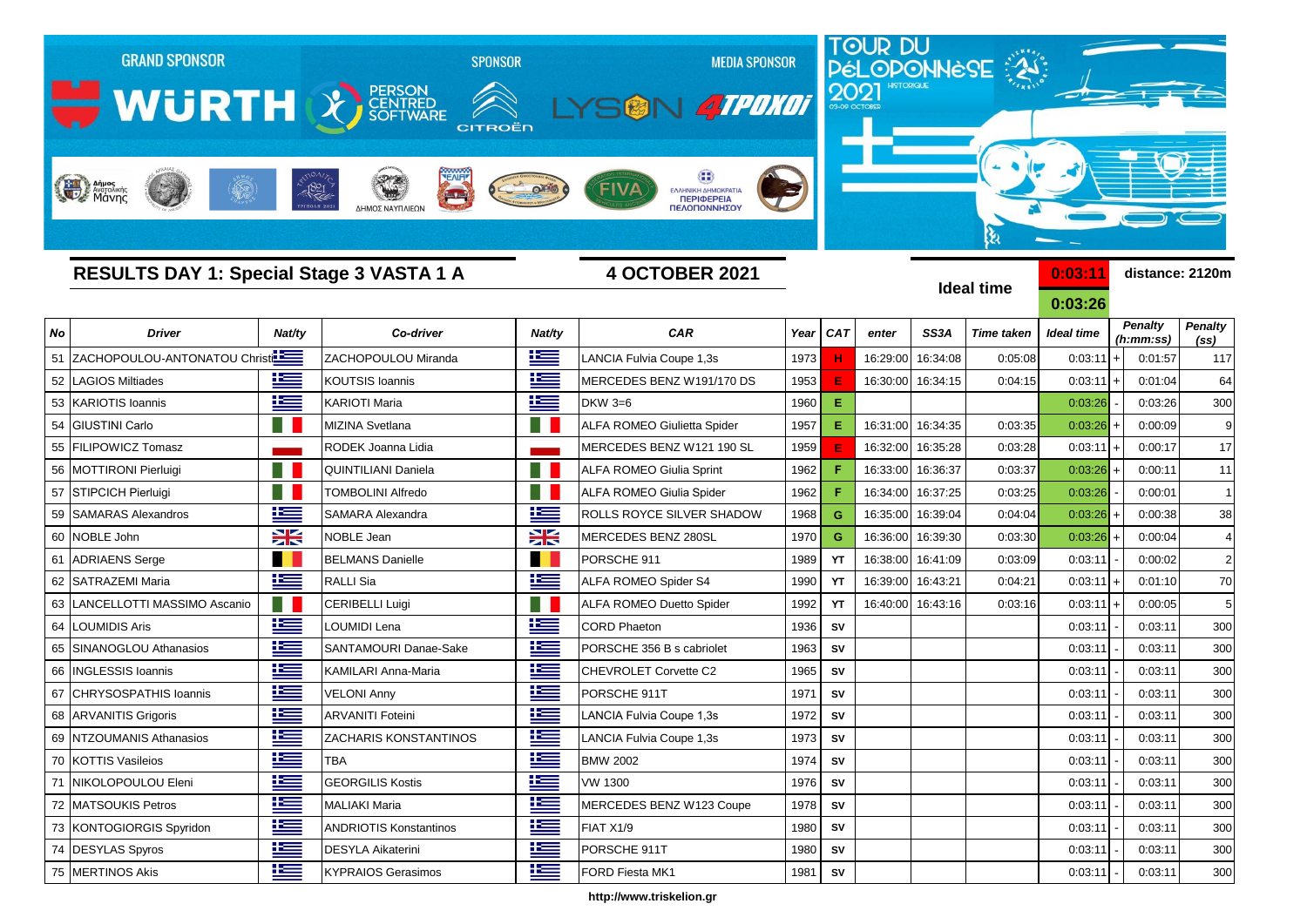GRAND SPONSOR WÜRTH · SPONSOR PERSON CENTRED SOFTWARE · CITROËN · MEDIA SPONSOR LYSON 4TPOXOI

TOUR DU PÉLOPONNÈSE 2021 HISTORIQUE 03-09 OCTOBER

## RESULTS DAY 1: Special Stage 3 VASTA 1 A

**4 OCTOBER 2021**

**Ideal time** 0:03:11 / 0:03:26 — **distance: 2120m**

| No | Driver | Nat/ty | Co-driver | Nat/ty | CAR | Year | CAT | enter | SS3A | Time taken | Ideal time | | Penalty (h:mm:ss) | Penalty (ss) |
|---|---|---|---|---|---|---|---|---|---|---|---|---|---|---|
| 51 | ZACHOPOULOU-ANTONATOU Christi | GR | ZACHOPOULOU Miranda | GR | LANCIA Fulvia Coupe 1,3s | 1973 | H | 16:29:00 | 16:34:08 | 0:05:08 | 0:03:11 | + | 0:01:57 | 117 |
| 52 | LAGIOS Miltiades | GR | KOUTSIS Ioannis | GR | MERCEDES BENZ W191/170 DS | 1953 | E | 16:30:00 | 16:34:15 | 0:04:15 | 0:03:11 | + | 0:01:04 | 64 |
| 53 | KARIOTIS Ioannis | GR | KARIOTI Maria | GR | DKW 3=6 | 1960 | E | | | | 0:03:26 | - | 0:03:26 | 300 |
| 54 | GIUSTINI Carlo | IT | MIZINA Svetlana | IT | ALFA ROMEO Giulietta Spider | 1957 | E | 16:31:00 | 16:34:35 | 0:03:35 | 0:03:26 | + | 0:00:09 | 9 |
| 55 | FILIPOWICZ Tomasz | PL | RODEK Joanna Lidia | PL | MERCEDES BENZ W121 190 SL | 1959 | E | 16:32:00 | 16:35:28 | 0:03:28 | 0:03:11 | + | 0:00:17 | 17 |
| 56 | MOTTIRONI Pierluigi | IT | QUINTILIANI Daniela | IT | ALFA ROMEO Giulia Sprint | 1962 | F | 16:33:00 | 16:36:37 | 0:03:37 | 0:03:26 | + | 0:00:11 | 11 |
| 57 | STIPCICH Pierluigi | IT | TOMBOLINI Alfredo | IT | ALFA ROMEO Giulia Spider | 1962 | F | 16:34:00 | 16:37:25 | 0:03:25 | 0:03:26 | - | 0:00:01 | 1 |
| 59 | SAMARAS Alexandros | GR | SAMARA Alexandra | GR | ROLLS ROYCE SILVER SHADOW | 1968 | G | 16:35:00 | 16:39:04 | 0:04:04 | 0:03:26 | + | 0:00:38 | 38 |
| 60 | NOBLE John | GB | NOBLE Jean | GB | MERCEDES BENZ 280SL | 1970 | G | 16:36:00 | 16:39:30 | 0:03:30 | 0:03:26 | + | 0:00:04 | 4 |
| 61 | ADRIAENS Serge | BE | BELMANS Danielle | BE | PORSCHE 911 | 1989 | YT | 16:38:00 | 16:41:09 | 0:03:09 | 0:03:11 | - | 0:00:02 | 2 |
| 62 | SATRAZEMI Maria | GR | RALLI Sia | GR | ALFA ROMEO Spider S4 | 1990 | YT | 16:39:00 | 16:43:21 | 0:04:21 | 0:03:11 | + | 0:01:10 | 70 |
| 63 | LANCELLOTTI MASSIMO Ascanio | IT | CERIBELLI Luigi | IT | ALFA ROMEO Duetto Spider | 1992 | YT | 16:40:00 | 16:43:16 | 0:03:16 | 0:03:11 | + | 0:00:05 | 5 |
| 64 | LOUMIDIS Aris | GR | LOUMIDI Lena | GR | CORD Phaeton | 1936 | SV | | | | 0:03:11 | - | 0:03:11 | 300 |
| 65 | SINANOGLOU Athanasios | GR | SANTAMOURI Danae-Sake | GR | PORSCHE 356 B s cabriolet | 1963 | SV | | | | 0:03:11 | - | 0:03:11 | 300 |
| 66 | INGLESSIS Ioannis | GR | KAMILARI Anna-Maria | GR | CHEVROLET Corvette C2 | 1965 | SV | | | | 0:03:11 | - | 0:03:11 | 300 |
| 67 | CHRYSOSPATHIS Ioannis | GR | VELONI Anny | GR | PORSCHE 911T | 1971 | SV | | | | 0:03:11 | - | 0:03:11 | 300 |
| 68 | ARVANITIS Grigoris | GR | ARVANITI Foteini | GR | LANCIA Fulvia Coupe 1,3s | 1972 | SV | | | | 0:03:11 | - | 0:03:11 | 300 |
| 69 | NTZOUMANIS Athanasios | GR | ZACHARIS KONSTANTINOS | GR | LANCIA Fulvia Coupe 1,3s | 1973 | SV | | | | 0:03:11 | - | 0:03:11 | 300 |
| 70 | KOTTIS Vasileios | GR | TBA | GR | BMW 2002 | 1974 | SV | | | | 0:03:11 | - | 0:03:11 | 300 |
| 71 | NIKOLOPOULOU Eleni | GR | GEORGILIS Kostis | GR | VW 1300 | 1976 | SV | | | | 0:03:11 | - | 0:03:11 | 300 |
| 72 | MATSOUKIS Petros | GR | MALIAKI Maria | GR | MERCEDES BENZ W123 Coupe | 1978 | SV | | | | 0:03:11 | - | 0:03:11 | 300 |
| 73 | KONTOGIORGIS Spyridon | GR | ANDRIOTIS Konstantinos | GR | FIAT X1/9 | 1980 | SV | | | | 0:03:11 | - | 0:03:11 | 300 |
| 74 | DESYLAS Spyros | GR | DESYLA Aikaterini | GR | PORSCHE 911T | 1980 | SV | | | | 0:03:11 | - | 0:03:11 | 300 |
| 75 | MERTINOS Akis | GR | KYPRAIOS Gerasimos | GR | FORD Fiesta MK1 | 1981 | SV | | | | 0:03:11 | - | 0:03:11 | 300 |

http://www.triskelion.gr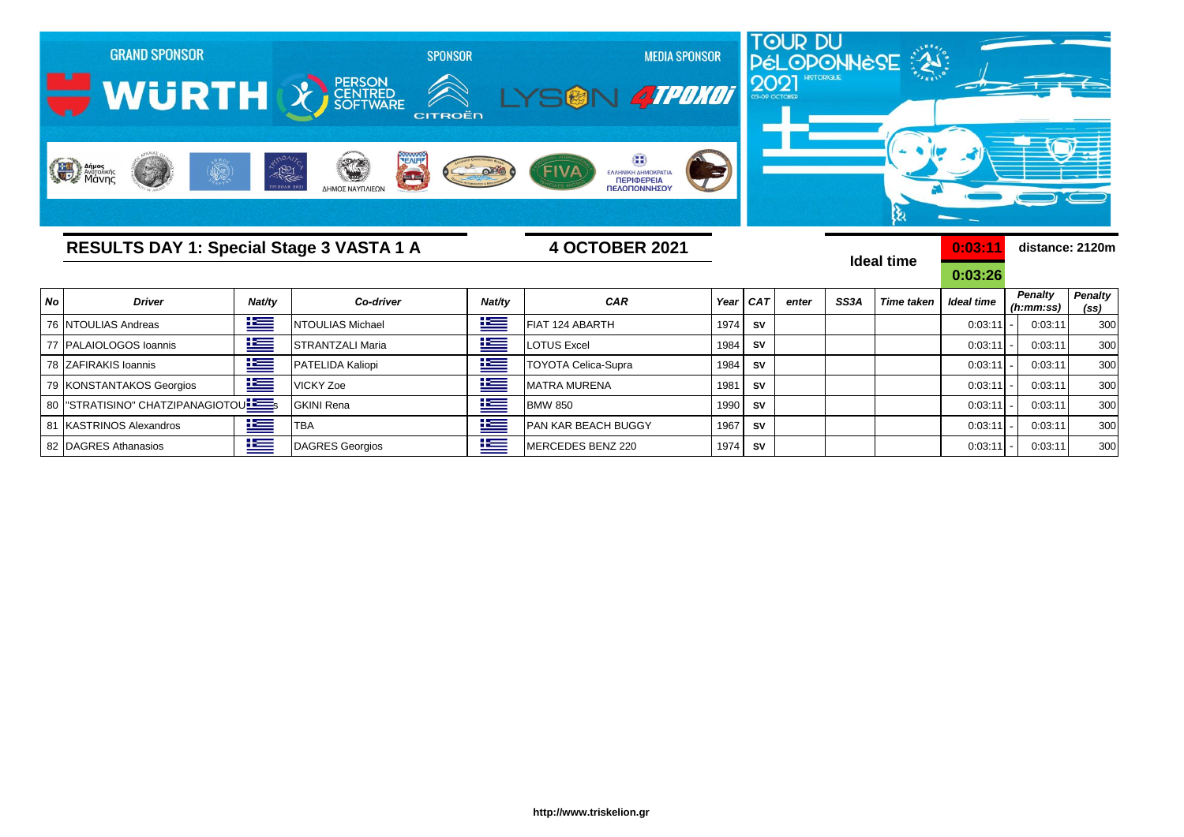GRAND SPONSOR

WÜRTH

SPONSOR

PERSON CENTRED SOFTWARE

CITROËN

MEDIA SPONSOR

LYSON 4TPOXOI

TOUR DU PÉLOPONNÈSE 2021 HISTORIQUE

03-09 OCTOBER

Δήμος Ανατολικής Μάνης

ΔΗΜΟΣ ΝΑΥΠΛΙΕΩΝ

FIVA

ΕΛΛΗΝΙΚΗ ΔΗΜΟΚΡΑΤΙΑ ΠΕΡΙΦΕΡΕΙΑ ΠΕΛΟΠΟΝΝΗΣΟΥ

## RESULTS DAY 1: Special Stage 3 VASTA 1 A

**4 OCTOBER 2021**

**Ideal time** 0:03:11 0:03:26

**distance: 2120m**

| No | Driver | Nat/ty | Co-driver | Nat/ty | CAR | Year | CAT | enter | SS3A | Time taken | Ideal time | | Penalty (h:mm:ss) | Penalty (ss) |
|---|---|---|---|---|---|---|---|---|---|---|---|---|---|---|
| 76 | NTOULIAS Andreas | | NTOULIAS Michael | | FIAT 124 ABARTH | 1974 | SV | | | | 0:03:11 | - | 0:03:11 | 300 |
| 77 | PALAIOLOGOS Ioannis | | STRANTZALI Maria | | LOTUS Excel | 1984 | SV | | | | 0:03:11 | - | 0:03:11 | 300 |
| 78 | ZAFIRAKIS Ioannis | | PATELIDA Kaliopi | | TOYOTA Celica-Supra | 1984 | SV | | | | 0:03:11 | - | 0:03:11 | 300 |
| 79 | KONSTANTAKOS Georgios | | VICKY Zoe | | MATRA MURENA | 1981 | SV | | | | 0:03:11 | - | 0:03:11 | 300 |
| 80 | "STRATISINO" CHATZIPANAGIOTOUs | | GKINI Rena | | BMW 850 | 1990 | SV | | | | 0:03:11 | - | 0:03:11 | 300 |
| 81 | KASTRINOS Alexandros | | TBA | | PAN KAR BEACH BUGGY | 1967 | SV | | | | 0:03:11 | - | 0:03:11 | 300 |
| 82 | DAGRES Athanasios | | DAGRES Georgios | | MERCEDES BENZ 220 | 1974 | SV | | | | 0:03:11 | - | 0:03:11 | 300 |

http://www.triskelion.gr